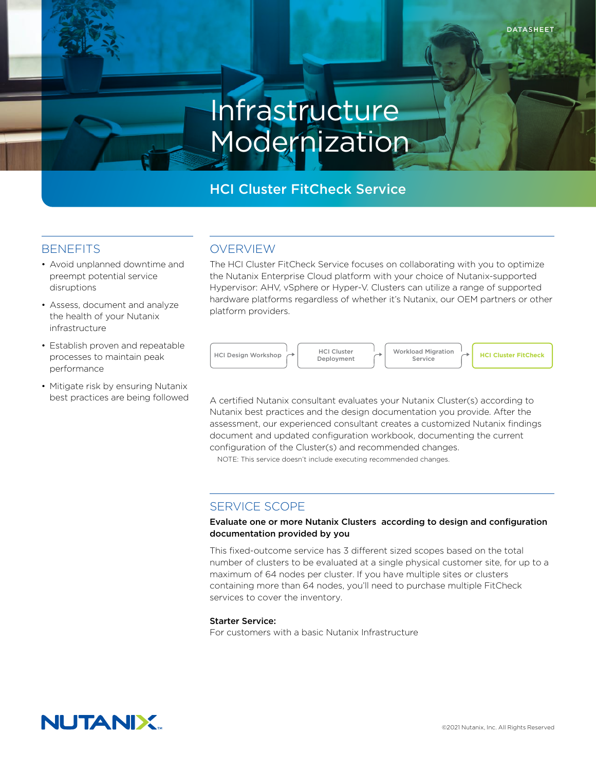DATASHEET

# Infrastructure Modernization

## HCI Cluster FitCheck Service

## BENEFITS

- Avoid unplanned downtime and preempt potential service disruptions
- Assess, document and analyze the health of your Nutanix infrastructure
- Establish proven and repeatable processes to maintain peak performance
- Mitigate risk by ensuring Nutanix best practices are being followed

## OVERVIEW

The HCI Cluster FitCheck Service focuses on collaborating with you to optimize the Nutanix Enterprise Cloud platform with your choice of Nutanix-supported Hypervisor: AHV, vSphere or Hyper-V. Clusters can utilize a range of supported hardware platforms regardless of whether it's Nutanix, our OEM partners or other platform providers.

HCI Design Workshop → HCI Cluster Deployment → Workload Migration Service → **HCI Cluster FitCheck**

A certified Nutanix consultant evaluates your Nutanix Cluster(s) according to Nutanix best practices and the design documentation you provide. After the assessment, our experienced consultant creates a customized Nutanix findings document and updated configuration workbook, documenting the current configuration of the Cluster(s) and recommended changes.

NOTE: This service doesn't include executing recommended changes.

## SERVICE SCOPE

**Evaluate one or more Nutanix Clusters according to design and configuration documentation provided by you**

This fixed-outcome service has 3 different sized scopes based on the total number of clusters to be evaluated at a single physical customer site, for up to a maximum of 64 nodes per cluster. If you have multiple sites or clusters containing more than 64 nodes, you'll need to purchase multiple FitCheck services to cover the inventory.

**Starter Service:**
For customers with a basic Nutanix Infrastructure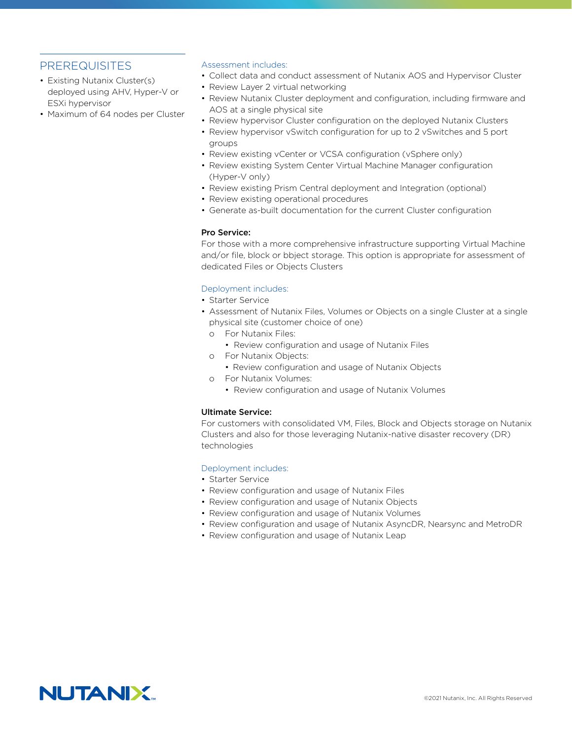## PREREQUISITES

- Existing Nutanix Cluster(s) deployed using AHV, Hyper-V or ESXi hypervisor
- Maximum of 64 nodes per Cluster

Assessment includes:

- Collect data and conduct assessment of Nutanix AOS and Hypervisor Cluster
- Review Layer 2 virtual networking
- Review Nutanix Cluster deployment and configuration, including firmware and AOS at a single physical site
- Review hypervisor Cluster configuration on the deployed Nutanix Clusters
- Review hypervisor vSwitch configuration for up to 2 vSwitches and 5 port groups
- Review existing vCenter or VCSA configuration (vSphere only)
- Review existing System Center Virtual Machine Manager configuration (Hyper-V only)
- Review existing Prism Central deployment and Integration (optional)
- Review existing operational procedures
- Generate as-built documentation for the current Cluster configuration

**Pro Service:**

For those with a more comprehensive infrastructure supporting Virtual Machine and/or file, block or bbject storage. This option is appropriate for assessment of dedicated Files or Objects Clusters

Deployment includes:

- Starter Service
- Assessment of Nutanix Files, Volumes or Objects on a single Cluster at a single physical site (customer choice of one)
  - For Nutanix Files:
    - Review configuration and usage of Nutanix Files
  - For Nutanix Objects:
    - Review configuration and usage of Nutanix Objects
  - For Nutanix Volumes:
    - Review configuration and usage of Nutanix Volumes

**Ultimate Service:**

For customers with consolidated VM, Files, Block and Objects storage on Nutanix Clusters and also for those leveraging Nutanix-native disaster recovery (DR) technologies

Deployment includes:

- Starter Service
- Review configuration and usage of Nutanix Files
- Review configuration and usage of Nutanix Objects
- Review configuration and usage of Nutanix Volumes
- Review configuration and usage of Nutanix AsyncDR, Nearsync and MetroDR
- Review configuration and usage of Nutanix Leap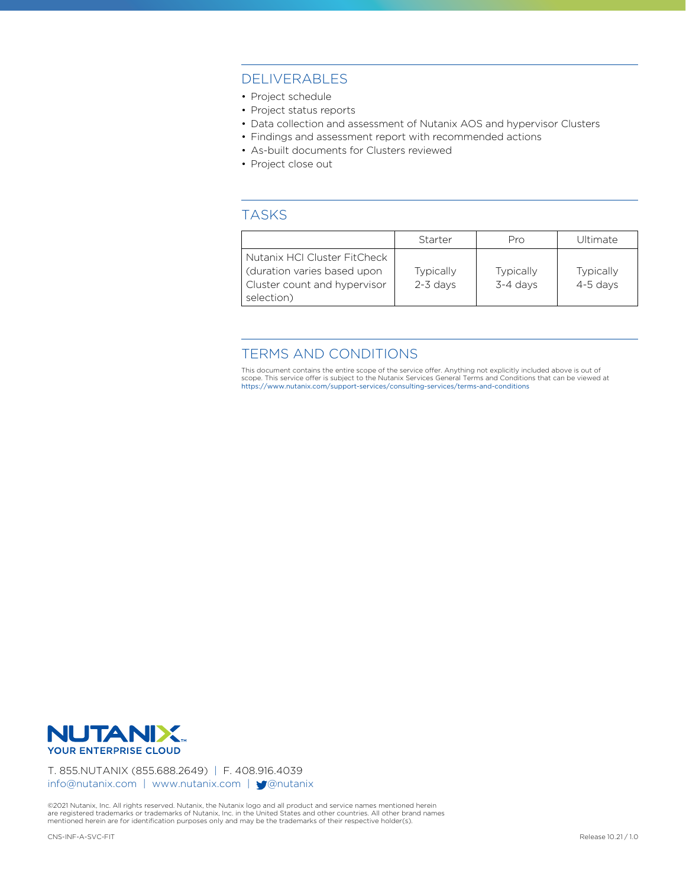## DELIVERABLES

- Project schedule
- Project status reports
- Data collection and assessment of Nutanix AOS and hypervisor Clusters
- Findings and assessment report with recommended actions
- As-built documents for Clusters reviewed
- Project close out

## TASKS

| | Starter | Pro | Ultimate |
|---|---|---|---|
| Nutanix HCI Cluster FitCheck (duration varies based upon Cluster count and hypervisor selection) | Typically 2-3 days | Typically 3-4 days | Typically 4-5 days |

## TERMS AND CONDITIONS

This document contains the entire scope of the service offer. Anything not explicitly included above is out of scope. This service offer is subject to the Nutanix Services General Terms and Conditions that can be viewed at https://www.nutanix.com/support-services/consulting-services/terms-and-conditions

NUTANIX
YOUR ENTERPRISE CLOUD

T. 855.NUTANIX (855.688.2649) | F. 408.916.4039
info@nutanix.com | www.nutanix.com | @nutanix

©2021 Nutanix, Inc. All rights reserved. Nutanix, the Nutanix logo and all product and service names mentioned herein are registered trademarks or trademarks of Nutanix, Inc. in the United States and other countries. All other brand names mentioned herein are for identification purposes only and may be the trademarks of their respective holder(s).

CNS-INF-A-SVC-FIT

Release 10.21 / 1.0